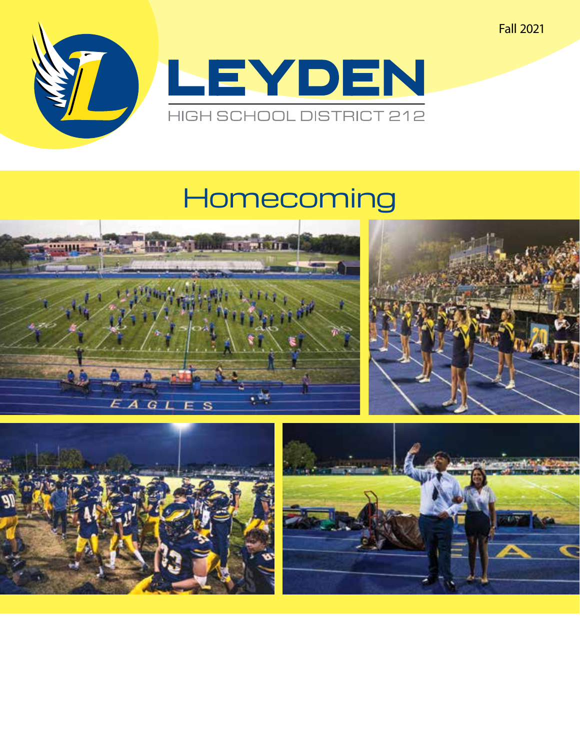Fall 2021

# LEYDEN

HIGH SCHOOL DISTRICT 212

## Homecoming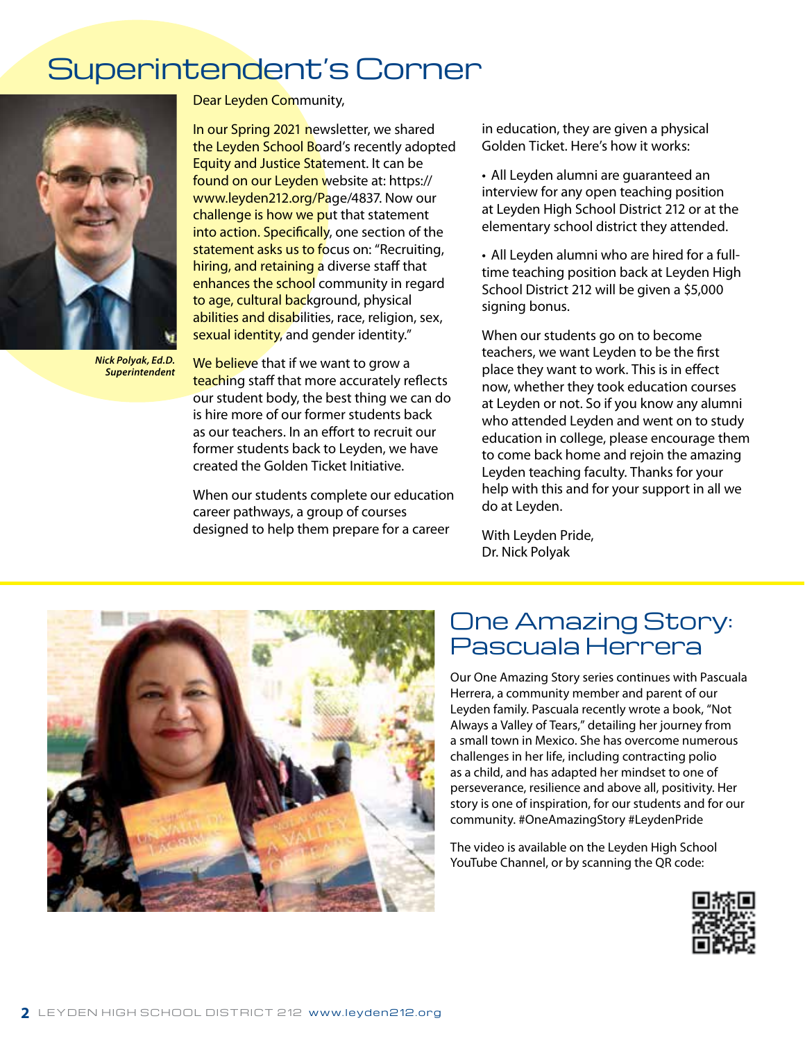# Superintendent's Corner

*Nick Polyak, Ed.D.*
*Superintendent*

Dear Leyden Community,

In our Spring 2021 newsletter, we shared the Leyden School Board's recently adopted Equity and Justice Statement. It can be found on our Leyden website at: https://www.leyden212.org/Page/4837. Now our challenge is how we put that statement into action. Specifically, one section of the statement asks us to focus on: "Recruiting, hiring, and retaining a diverse staff that enhances the school community in regard to age, cultural background, physical abilities and disabilities, race, religion, sex, sexual identity, and gender identity."

We believe that if we want to grow a teaching staff that more accurately reflects our student body, the best thing we can do is hire more of our former students back as our teachers. In an effort to recruit our former students back to Leyden, we have created the Golden Ticket Initiative.

When our students complete our education career pathways, a group of courses designed to help them prepare for a career in education, they are given a physical Golden Ticket. Here's how it works:

- All Leyden alumni are guaranteed an interview for any open teaching position at Leyden High School District 212 or at the elementary school district they attended.
- All Leyden alumni who are hired for a full-time teaching position back at Leyden High School District 212 will be given a $5,000 signing bonus.

When our students go on to become teachers, we want Leyden to be the first place they want to work. This is in effect now, whether they took education courses at Leyden or not. So if you know any alumni who attended Leyden and went on to study education in college, please encourage them to come back home and rejoin the amazing Leyden teaching faculty. Thanks for your help with this and for your support in all we do at Leyden.

With Leyden Pride,
Dr. Nick Polyak

# One Amazing Story: Pascuala Herrera

Our One Amazing Story series continues with Pascuala Herrera, a community member and parent of our Leyden family. Pascuala recently wrote a book, "Not Always a Valley of Tears," detailing her journey from a small town in Mexico. She has overcome numerous challenges in her life, including contracting polio as a child, and has adapted her mindset to one of perseverance, resilience and above all, positivity. Her story is one of inspiration, for our students and for our community. #OneAmazingStory #LeydenPride

The video is available on the Leyden High School YouTube Channel, or by scanning the QR code: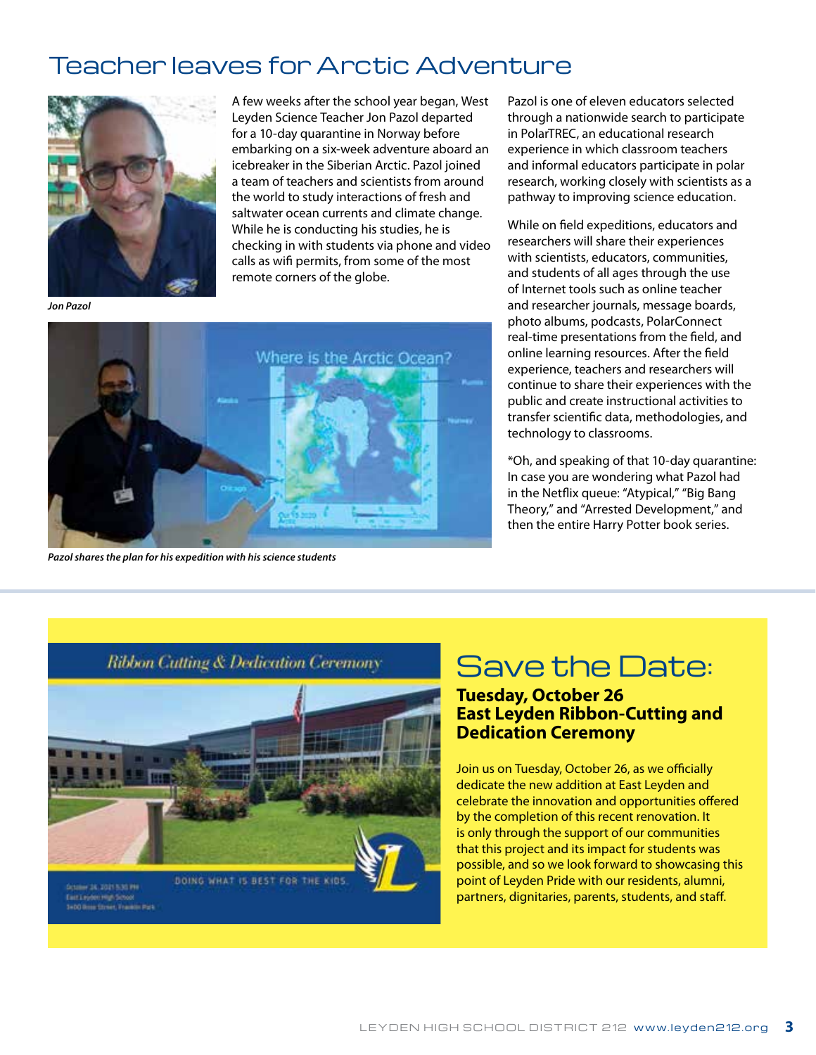# Teacher leaves for Arctic Adventure

*Jon Pazol*

A few weeks after the school year began, West Leyden Science Teacher Jon Pazol departed for a 10-day quarantine in Norway before embarking on a six-week adventure aboard an icebreaker in the Siberian Arctic. Pazol joined a team of teachers and scientists from around the world to study interactions of fresh and saltwater ocean currents and climate change. While he is conducting his studies, he is checking in with students via phone and video calls as wifi permits, from some of the most remote corners of the globe.

*Pazol shares the plan for his expedition with his science students*

Pazol is one of eleven educators selected through a nationwide search to participate in PolarTREC, an educational research experience in which classroom teachers and informal educators participate in polar research, working closely with scientists as a pathway to improving science education.

While on field expeditions, educators and researchers will share their experiences with scientists, educators, communities, and students of all ages through the use of Internet tools such as online teacher and researcher journals, message boards, photo albums, podcasts, PolarConnect real-time presentations from the field, and online learning resources. After the field experience, teachers and researchers will continue to share their experiences with the public and create instructional activities to transfer scientific data, methodologies, and technology to classrooms.

*Oh, and speaking of that 10-day quarantine: In case you are wondering what Pazol had in the Netflix queue: "Atypical," "Big Bang Theory," and "Arrested Development," and then the entire Harry Potter book series.

---

## Save the Date:

### Tuesday, October 26
### East Leyden Ribbon-Cutting and Dedication Ceremony

Join us on Tuesday, October 26, as we officially dedicate the new addition at East Leyden and celebrate the innovation and opportunities offered by the completion of this recent renovation. It is only through the support of our communities that this project and its impact for students was possible, and so we look forward to showcasing this point of Leyden Pride with our residents, alumni, partners, dignitaries, parents, students, and staff.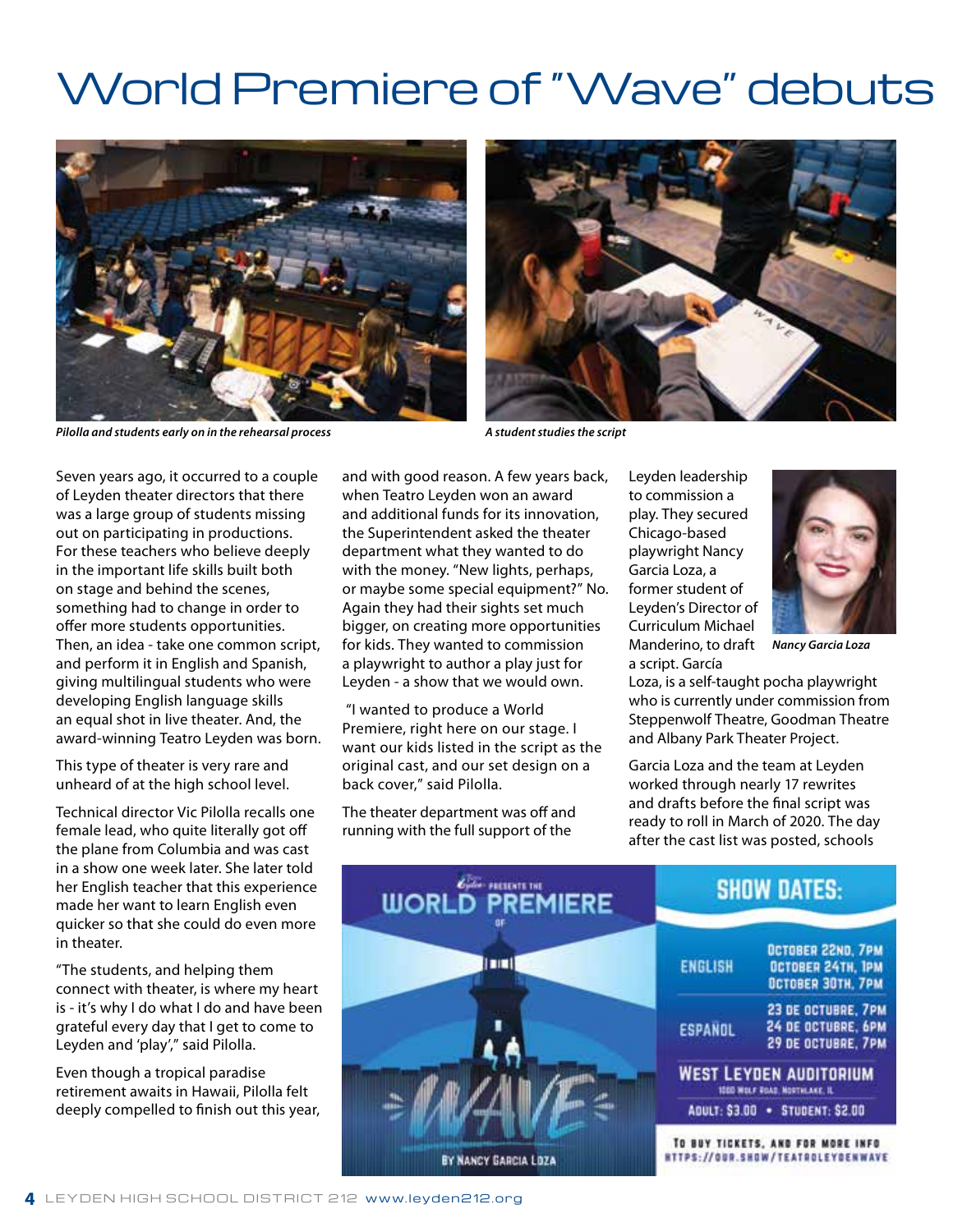# World Premiere of "Wave" debuts

*Pilolla and students early on in the rehearsal process*

*A student studies the script*

Seven years ago, it occurred to a couple of Leyden theater directors that there was a large group of students missing out on participating in productions. For these teachers who believe deeply in the important life skills built both on stage and behind the scenes, something had to change in order to offer more students opportunities. Then, an idea - take one common script, and perform it in English and Spanish, giving multilingual students who were developing English language skills an equal shot in live theater. And, the award-winning Teatro Leyden was born.

This type of theater is very rare and unheard of at the high school level.

Technical director Vic Pilolla recalls one female lead, who quite literally got off the plane from Columbia and was cast in a show one week later. She later told her English teacher that this experience made her want to learn English even quicker so that she could do even more in theater.

"The students, and helping them connect with theater, is where my heart is - it's why I do what I do and have been grateful every day that I get to come to Leyden and 'play'," said Pilolla.

Even though a tropical paradise retirement awaits in Hawaii, Pilolla felt deeply compelled to finish out this year, and with good reason. A few years back, when Teatro Leyden won an award and additional funds for its innovation, the Superintendent asked the theater department what they wanted to do with the money. "New lights, perhaps, or maybe some special equipment?" No. Again they had their sights set much bigger, on creating more opportunities for kids. They wanted to commission a playwright to author a play just for Leyden - a show that we would own.

"I wanted to produce a World Premiere, right here on our stage. I want our kids listed in the script as the original cast, and our set design on a back cover," said Pilolla.

The theater department was off and running with the full support of the Leyden leadership to commission a play. They secured Chicago-based playwright Nancy Garcia Loza, a former student of Leyden's Director of Curriculum Michael Manderino, to draft a script. García Loza, is a self-taught pocha playwright who is currently under commission from Steppenwolf Theatre, Goodman Theatre and Albany Park Theater Project.

*Nancy Garcia Loza*

Garcia Loza and the team at Leyden worked through nearly 17 rewrites and drafts before the final script was ready to roll in March of 2020. The day after the cast list was posted, schools

Leyden PRESENTS THE WORLD PREMIERE OF

**WAVE**

BY NANCY GARCIA LOZA

## SHOW DATES:

| | |
|---|---|
| ENGLISH | October 22nd, 7PM<br>October 24th, 1PM<br>October 30th, 7PM |
| ESPAÑOL | 23 de Octubre, 7PM<br>24 de Octubre, 6PM<br>29 de Octubre, 7PM |

**WEST LEYDEN AUDITORIUM**
1000 Wolf Road, Northlake, IL

Adult: $3.00 • Student: $2.00

To buy tickets, and for more info
https://our.show/teatroleydenwave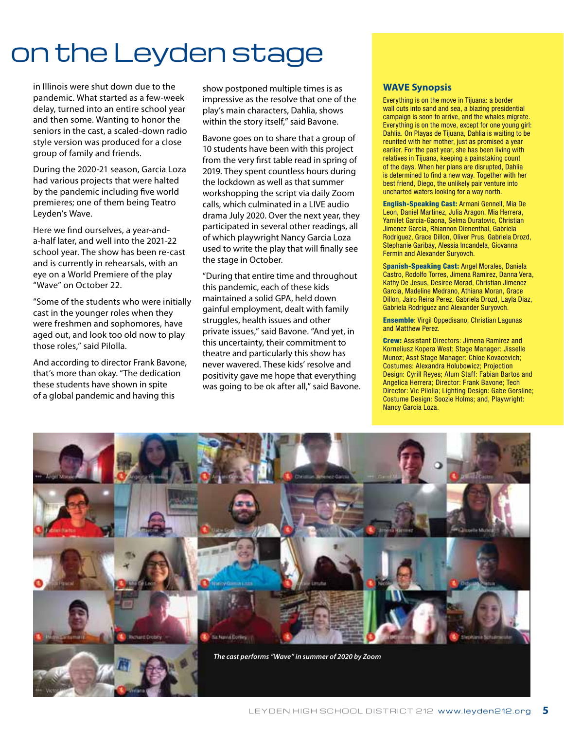# on the Leyden stage

in Illinois were shut down due to the pandemic. What started as a few-week delay, turned into an entire school year and then some. Wanting to honor the seniors in the cast, a scaled-down radio style version was produced for a close group of family and friends.

During the 2020-21 season, Garcia Loza had various projects that were halted by the pandemic including five world premieres; one of them being Teatro Leyden's Wave.

Here we find ourselves, a year-and-a-half later, and well into the 2021-22 school year. The show has been re-cast and is currently in rehearsals, with an eye on a World Premiere of the play "Wave" on October 22.

"Some of the students who were initially cast in the younger roles when they were freshmen and sophomores, have aged out, and look too old now to play those roles," said Pilolla.

And according to director Frank Bavone, that's more than okay. "The dedication these students have shown in spite of a global pandemic and having this show postponed multiple times is as impressive as the resolve that one of the play's main characters, Dahlia, shows within the story itself," said Bavone.

Bavone goes on to share that a group of 10 students have been with this project from the very first table read in spring of 2019. They spent countless hours during the lockdown as well as that summer workshopping the script via daily Zoom calls, which culminated in a LIVE audio drama July 2020. Over the next year, they participated in several other readings, all of which playwright Nancy Garcia Loza used to write the play that will finally see the stage in October.

"During that entire time and throughout this pandemic, each of these kids maintained a solid GPA, held down gainful employment, dealt with family struggles, health issues and other private issues," said Bavone. "And yet, in this uncertainty, their commitment to theatre and particularly this show has never wavered. These kids' resolve and positivity gave me hope that everything was going to be ok after all," said Bavone.

### WAVE Synopsis

Everything is on the move in Tijuana: a border wall cuts into sand and sea, a blazing presidential campaign is soon to arrive, and the whales migrate. Everything is on the move, except for one young girl: Dahlia. On Playas de Tijuana, Dahlia is waiting to be reunited with her mother, just as promised a year earlier. For the past year, she has been living with relatives in Tijuana, keeping a painstaking count of the days. When her plans are disrupted, Dahlia is determined to find a new way. Together with her best friend, Diego, the unlikely pair venture into uncharted waters looking for a way north.

**English-Speaking Cast:** Armani Gennell, Mia De Leon, Daniel Martinez, Julia Aragon, Mia Herrera, Yamilet Garcia-Gaona, Selma Duratovic, Christian Jimenez Garcia, Rhiannon Dienenthal, Gabriela Rodriguez, Grace Dillon, Oliver Prus, Gabriela Drozd, Stephanie Garibay, Alessia Incandela, Giovanna Fermin and Alexander Suryovch.

**Spanish-Speaking Cast:** Angel Morales, Daniela Castro, Rodolfo Torres, Jimena Ramirez, Danna Vera, Kathy De Jesus, Desiree Morad, Christian Jimenez Garcia, Madeline Medrano, Athiana Moran, Grace Dillon, Jairo Reina Perez, Gabriela Drozd, Layla Diaz, Gabriela Rodriguez and Alexander Suryovch.

**Ensemble**: Virgil Oppedisano, Christian Lagunas and Matthew Perez.

**Crew:** Assistant Directors: Jimena Ramirez and Korneliusz Kopera West; Stage Manager: Jisselle Munoz; Asst Stage Manager: Chloe Kovacevich; Costumes: Alexandra Holubowicz; Projection Design: Cyrill Reyes; Alum Staff: Fabian Bartos and Angelica Herrera; Director: Frank Bavone; Tech Director: Vic Pilolla; Lighting Design: Gabe Gorsline; Costume Design: Soozie Holms; and, Playwright: Nancy Garcia Loza.

*The cast performs "Wave" in summer of 2020 by Zoom*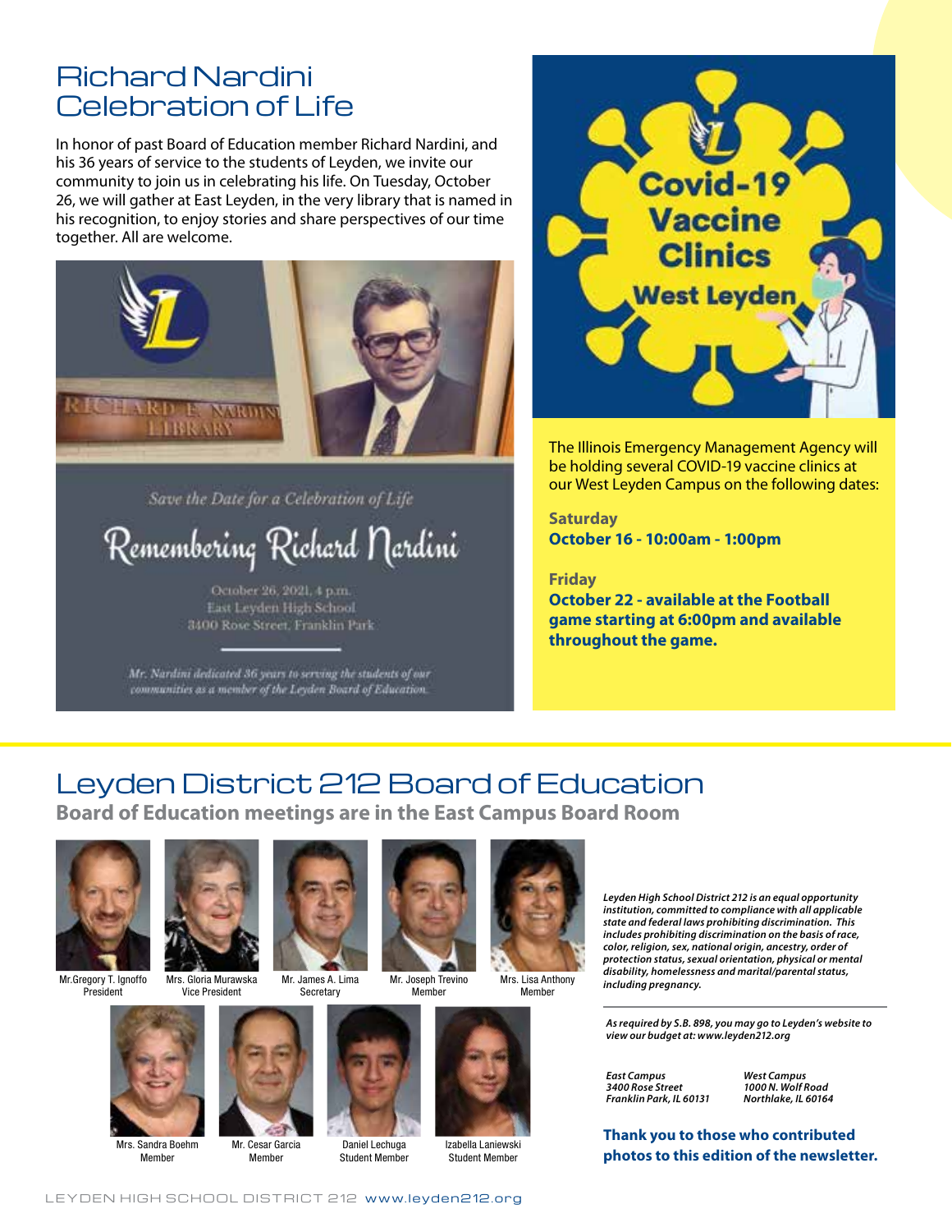# Richard Nardini Celebration of Life

In honor of past Board of Education member Richard Nardini, and his 36 years of service to the students of Leyden, we invite our community to join us in celebrating his life. On Tuesday, October 26, we will gather at East Leyden, in the very library that is named in his recognition, to enjoy stories and share perspectives of our time together. All are welcome.

RICHARD E. NARDINI LIBRARY

*Save the Date for a Celebration of Life*

## Remembering Richard Nardini

October 26, 2021, 4 p.m.
East Leyden High School
3400 Rose Street, Franklin Park

*Mr. Nardini dedicated 36 years to serving the students of our communities as a member of the Leyden Board of Education.*

# Covid-19 Vaccine Clinics West Leyden

The Illinois Emergency Management Agency will be holding several COVID-19 vaccine clinics at our West Leyden Campus on the following dates:

**Saturday**
**October 16 - 10:00am - 1:00pm**

**Friday**
**October 22 - available at the Football game starting at 6:00pm and available throughout the game.**

# Leyden District 212 Board of Education

**Board of Education meetings are in the East Campus Board Room**

Mr.Gregory T. Ignoffo, President
Mrs. Gloria Murawska, Vice President
Mr. James A. Lima, Secretary
Mr. Joseph Trevino, Member
Mrs. Lisa Anthony, Member
Mrs. Sandra Boehm, Member
Mr. Cesar Garcia, Member
Daniel Lechuga, Student Member
Izabella Laniewski, Student Member

***Leyden High School District 212 is an equal opportunity institution, committed to compliance with all applicable state and federal laws prohibiting discrimination. This includes prohibiting discrimination on the basis of race, color, religion, sex, national origin, ancestry, order of protection status, sexual orientation, physical or mental disability, homelessness and marital/parental status, including pregnancy.***

***As required by S.B. 898, you may go to Leyden's website to view our budget at: www.leyden212.org***

*East Campus*
*3400 Rose Street*
*Franklin Park, IL 60131*

*West Campus*
*1000 N. Wolf Road*
*Northlake, IL 60164*

**Thank you to those who contributed photos to this edition of the newsletter.**